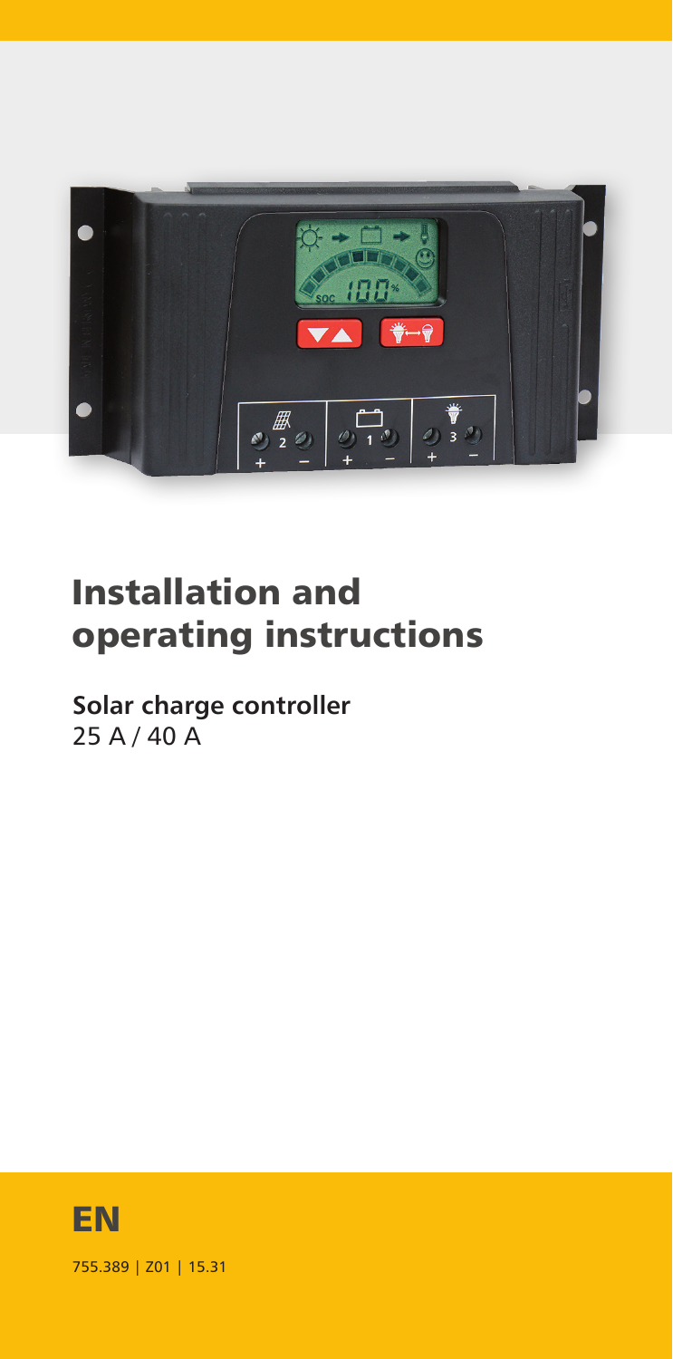# Installation and operating instructions

**Solar charge controller**
25 A / 40 A

**EN**

755.389 | Z01 | 15.31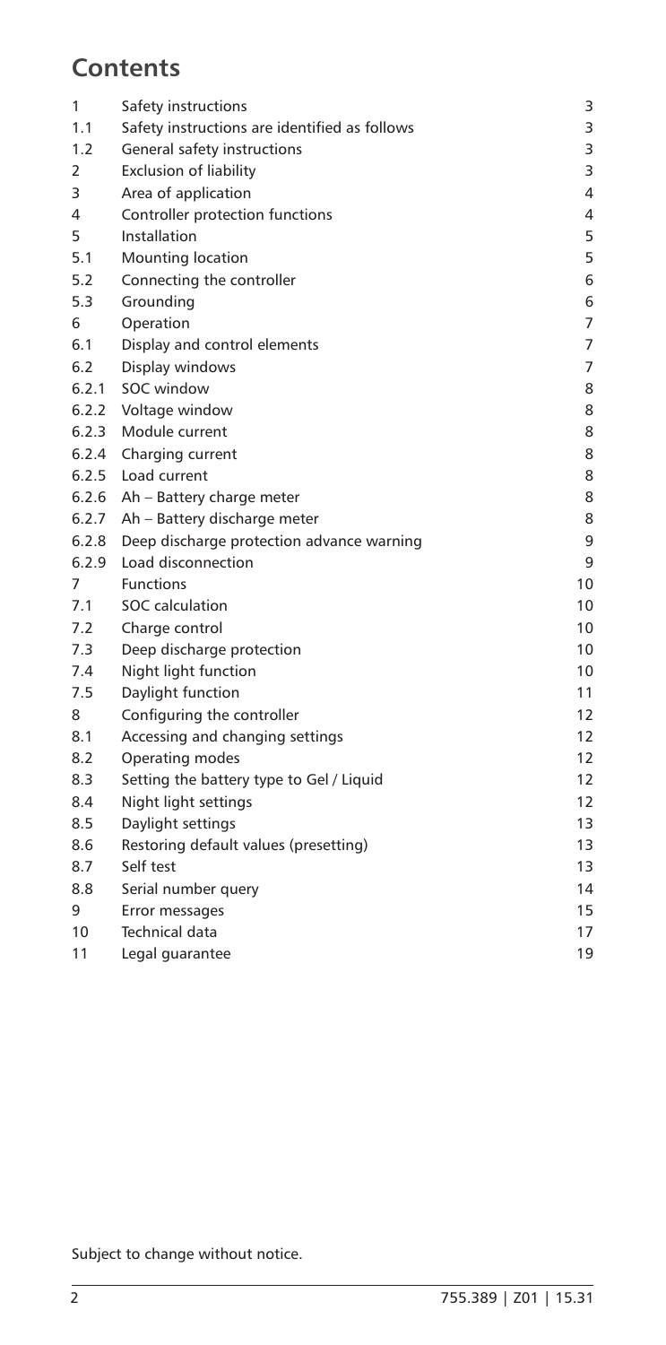# Contents

| | | |
|---|---|---|
| 1 | Safety instructions | 3 |
| 1.1 | Safety instructions are identified as follows | 3 |
| 1.2 | General safety instructions | 3 |
| 2 | Exclusion of liability | 3 |
| 3 | Area of application | 4 |
| 4 | Controller protection functions | 4 |
| 5 | Installation | 5 |
| 5.1 | Mounting location | 5 |
| 5.2 | Connecting the controller | 6 |
| 5.3 | Grounding | 6 |
| 6 | Operation | 7 |
| 6.1 | Display and control elements | 7 |
| 6.2 | Display windows | 7 |
| 6.2.1 | SOC window | 8 |
| 6.2.2 | Voltage window | 8 |
| 6.2.3 | Module current | 8 |
| 6.2.4 | Charging current | 8 |
| 6.2.5 | Load current | 8 |
| 6.2.6 | Ah – Battery charge meter | 8 |
| 6.2.7 | Ah – Battery discharge meter | 8 |
| 6.2.8 | Deep discharge protection advance warning | 9 |
| 6.2.9 | Load disconnection | 9 |
| 7 | Functions | 10 |
| 7.1 | SOC calculation | 10 |
| 7.2 | Charge control | 10 |
| 7.3 | Deep discharge protection | 10 |
| 7.4 | Night light function | 10 |
| 7.5 | Daylight function | 11 |
| 8 | Configuring the controller | 12 |
| 8.1 | Accessing and changing settings | 12 |
| 8.2 | Operating modes | 12 |
| 8.3 | Setting the battery type to Gel / Liquid | 12 |
| 8.4 | Night light settings | 12 |
| 8.5 | Daylight settings | 13 |
| 8.6 | Restoring default values (presetting) | 13 |
| 8.7 | Self test | 13 |
| 8.8 | Serial number query | 14 |
| 9 | Error messages | 15 |
| 10 | Technical data | 17 |
| 11 | Legal guarantee | 19 |

Subject to change without notice.

755.389 | Z01 | 15.31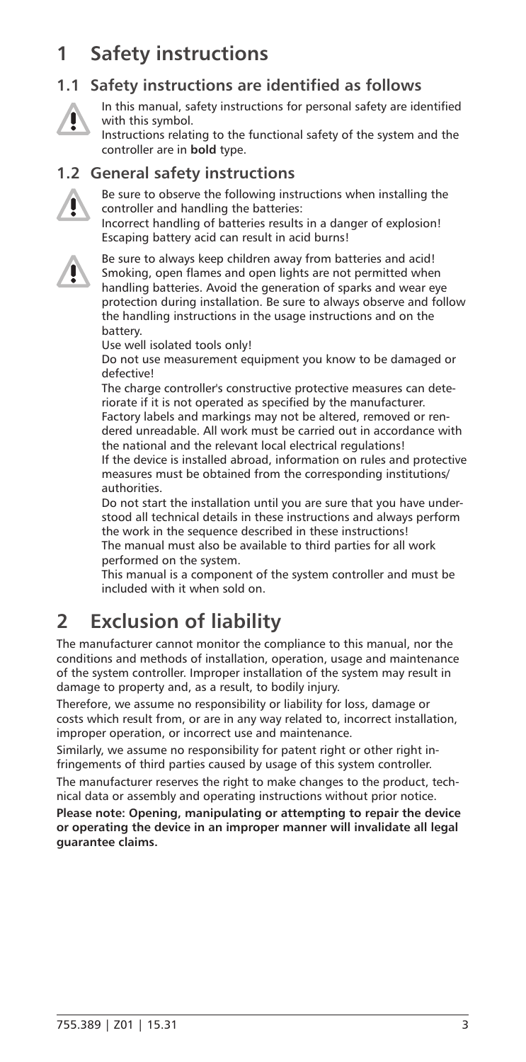# 1 Safety instructions

## 1.1 Safety instructions are identified as follows

In this manual, safety instructions for personal safety are identified with this symbol.

Instructions relating to the functional safety of the system and the controller are in **bold** type.

## 1.2 General safety instructions

Be sure to observe the following instructions when installing the controller and handling the batteries:

Incorrect handling of batteries results in a danger of explosion! Escaping battery acid can result in acid burns!

Be sure to always keep children away from batteries and acid! Smoking, open flames and open lights are not permitted when handling batteries. Avoid the generation of sparks and wear eye protection during installation. Be sure to always observe and follow the handling instructions in the usage instructions and on the battery.

Use well isolated tools only!

Do not use measurement equipment you know to be damaged or defective!

The charge controller's constructive protective measures can deteriorate if it is not operated as specified by the manufacturer.

Factory labels and markings may not be altered, removed or rendered unreadable. All work must be carried out in accordance with the national and the relevant local electrical regulations!

If the device is installed abroad, information on rules and protective measures must be obtained from the corresponding institutions/ authorities.

Do not start the installation until you are sure that you have understood all technical details in these instructions and always perform the work in the sequence described in these instructions!

The manual must also be available to third parties for all work performed on the system.

This manual is a component of the system controller and must be included with it when sold on.

# 2 Exclusion of liability

The manufacturer cannot monitor the compliance to this manual, nor the conditions and methods of installation, operation, usage and maintenance of the system controller. Improper installation of the system may result in damage to property and, as a result, to bodily injury.

Therefore, we assume no responsibility or liability for loss, damage or costs which result from, or are in any way related to, incorrect installation, improper operation, or incorrect use and maintenance.

Similarly, we assume no responsibility for patent right or other right infringements of third parties caused by usage of this system controller.

The manufacturer reserves the right to make changes to the product, technical data or assembly and operating instructions without prior notice.

**Please note: Opening, manipulating or attempting to repair the device or operating the device in an improper manner will invalidate all legal guarantee claims.**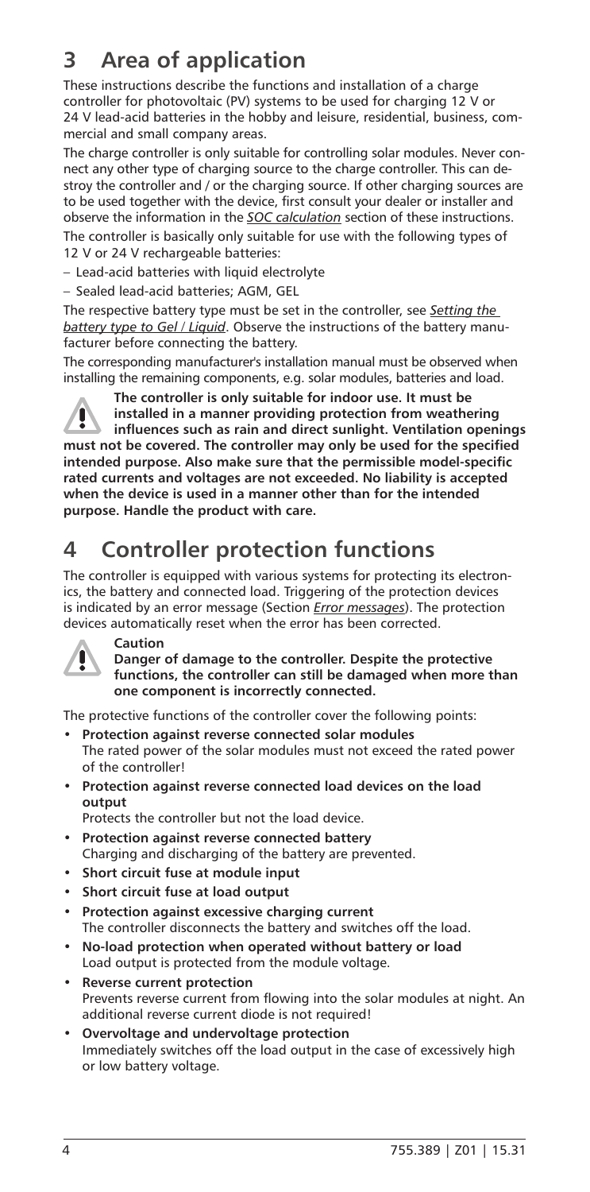## 3 Area of application

These instructions describe the functions and installation of a charge controller for photovoltaic (PV) systems to be used for charging 12 V or 24 V lead-acid batteries in the hobby and leisure, residential, business, commercial and small company areas.

The charge controller is only suitable for controlling solar modules. Never connect any other type of charging source to the charge controller. This can destroy the controller and / or the charging source. If other charging sources are to be used together with the device, first consult your dealer or installer and observe the information in the *SOC calculation* section of these instructions.

The controller is basically only suitable for use with the following types of 12 V or 24 V rechargeable batteries:

- Lead-acid batteries with liquid electrolyte
- Sealed lead-acid batteries; AGM, GEL

The respective battery type must be set in the controller, see *Setting the battery type to Gel / Liquid*. Observe the instructions of the battery manufacturer before connecting the battery.

The corresponding manufacturer's installation manual must be observed when installing the remaining components, e.g. solar modules, batteries and load.

**The controller is only suitable for indoor use. It must be installed in a manner providing protection from weathering influences such as rain and direct sunlight. Ventilation openings must not be covered. The controller may only be used for the specified intended purpose. Also make sure that the permissible model-specific rated currents and voltages are not exceeded. No liability is accepted when the device is used in a manner other than for the intended purpose. Handle the product with care.**

## 4 Controller protection functions

The controller is equipped with various systems for protecting its electronics, the battery and connected load. Triggering of the protection devices is indicated by an error message (Section *Error messages*). The protection devices automatically reset when the error has been corrected.

**Caution**
**Danger of damage to the controller. Despite the protective functions, the controller can still be damaged when more than one component is incorrectly connected.**

The protective functions of the controller cover the following points:

- **Protection against reverse connected solar modules**
  The rated power of the solar modules must not exceed the rated power of the controller!
- **Protection against reverse connected load devices on the load output**
  Protects the controller but not the load device.
- **Protection against reverse connected battery**
  Charging and discharging of the battery are prevented.
- **Short circuit fuse at module input**
- **Short circuit fuse at load output**
- **Protection against excessive charging current**
  The controller disconnects the battery and switches off the load.
- **No-load protection when operated without battery or load**
  Load output is protected from the module voltage.
- **Reverse current protection**
  Prevents reverse current from flowing into the solar modules at night. An additional reverse current diode is not required!
- **Overvoltage and undervoltage protection**
  Immediately switches off the load output in the case of excessively high or low battery voltage.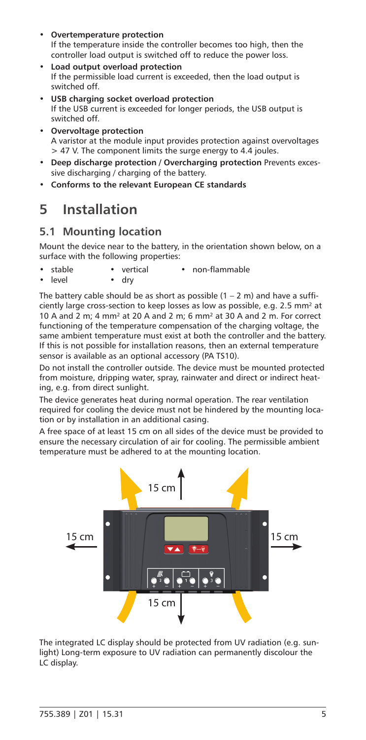- **Overtemperature protection**
  If the temperature inside the controller becomes too high, then the controller load output is switched off to reduce the power loss.
- **Load output overload protection**
  If the permissible load current is exceeded, then the load output is switched off.
- **USB charging socket overload protection**
  If the USB current is exceeded for longer periods, the USB output is switched off.
- **Overvoltage protection**
  A varistor at the module input provides protection against overvoltages > 47 V. The component limits the surge energy to 4.4 joules.
- **Deep discharge protection / Overcharging protection** Prevents excessive discharging / charging of the battery.
- **Conforms to the relevant European CE standards**

# 5 Installation

## 5.1 Mounting location

Mount the device near to the battery, in the orientation shown below, on a surface with the following properties:

- stable
- level
- vertical
- dry
- non-flammable

The battery cable should be as short as possible (1 – 2 m) and have a sufficiently large cross-section to keep losses as low as possible, e.g. 2.5 mm² at 10 A and 2 m; 4 mm² at 20 A and 2 m; 6 mm² at 30 A and 2 m. For correct functioning of the temperature compensation of the charging voltage, the same ambient temperature must exist at both the controller and the battery. If this is not possible for installation reasons, then an external temperature sensor is available as an optional accessory (PA TS10).

Do not install the controller outside. The device must be mounted protected from moisture, dripping water, spray, rainwater and direct or indirect heating, e.g. from direct sunlight.

The device generates heat during normal operation. The rear ventilation required for cooling the device must not be hindered by the mounting location or by installation in an additional casing.

A free space of at least 15 cm on all sides of the device must be provided to ensure the necessary circulation of air for cooling. The permissible ambient temperature must be adhered to at the mounting location.

15 cm

15 cm

15 cm

15 cm

The integrated LC display should be protected from UV radiation (e.g. sunlight) Long-term exposure to UV radiation can permanently discolour the LC display.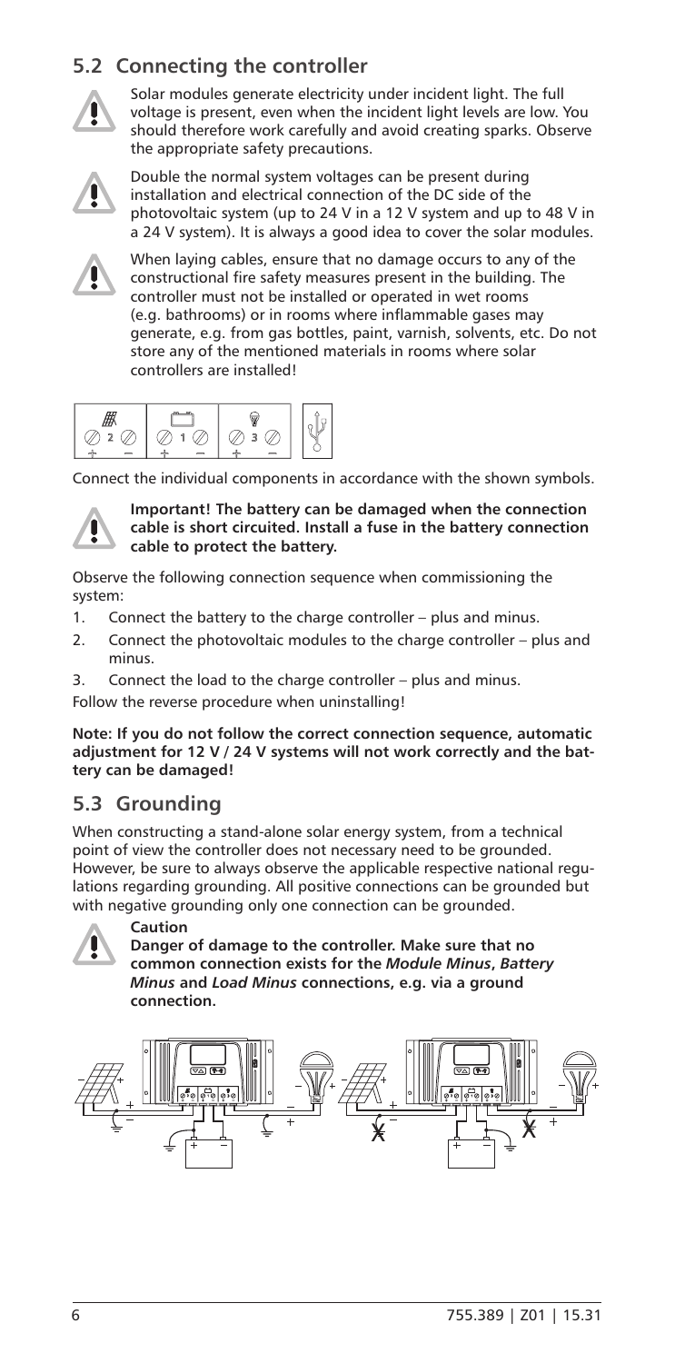## 5.2 Connecting the controller

Solar modules generate electricity under incident light. The full voltage is present, even when the incident light levels are low. You should therefore work carefully and avoid creating sparks. Observe the appropriate safety precautions.

Double the normal system voltages can be present during installation and electrical connection of the DC side of the photovoltaic system (up to 24 V in a 12 V system and up to 48 V in a 24 V system). It is always a good idea to cover the solar modules.

When laying cables, ensure that no damage occurs to any of the constructional fire safety measures present in the building. The controller must not be installed or operated in wet rooms (e.g. bathrooms) or in rooms where inflammable gases may generate, e.g. from gas bottles, paint, varnish, solvents, etc. Do not store any of the mentioned materials in rooms where solar controllers are installed!

2 1 3

\+ − + − + −

Connect the individual components in accordance with the shown symbols.

**Important! The battery can be damaged when the connection cable is short circuited. Install a fuse in the battery connection cable to protect the battery.**

Observe the following connection sequence when commissioning the system:

1. Connect the battery to the charge controller – plus and minus.
2. Connect the photovoltaic modules to the charge controller – plus and minus.
3. Connect the load to the charge controller – plus and minus.

Follow the reverse procedure when uninstalling!

**Note: If you do not follow the correct connection sequence, automatic adjustment for 12 V / 24 V systems will not work correctly and the battery can be damaged!**

## 5.3 Grounding

When constructing a stand-alone solar energy system, from a technical point of view the controller does not necessary need to be grounded. However, be sure to always observe the applicable respective national regulations regarding grounding. All positive connections can be grounded but with negative grounding only one connection can be grounded.

**Caution**

**Danger of damage to the controller. Make sure that no common connection exists for the *Module Minus*, *Battery Minus* and *Load Minus* connections, e.g. via a ground connection.**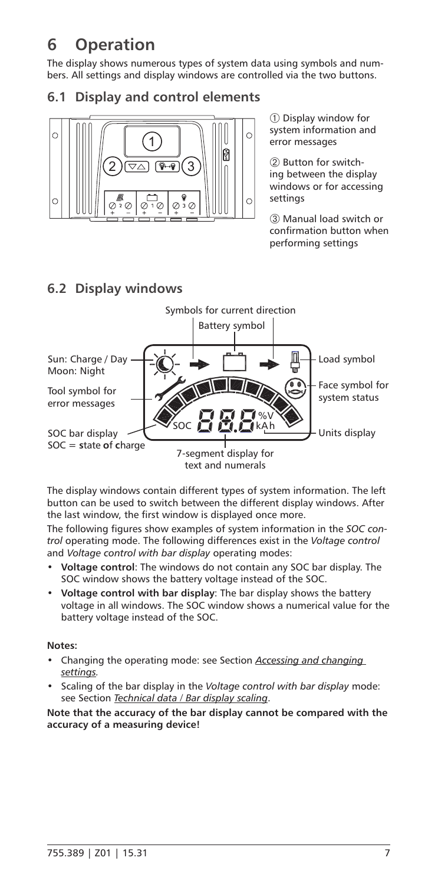# 6 Operation

The display shows numerous types of system data using symbols and numbers. All settings and display windows are controlled via the two buttons.

## 6.1 Display and control elements

① Display window for system information and error messages

② Button for switching between the display windows or for accessing settings

③ Manual load switch or confirmation button when performing settings

## 6.2 Display windows

Symbols for current direction

Battery symbol

Sun: Charge / Day
Moon: Night

Load symbol

Tool symbol for error messages

Face symbol for system status

SOC bar display
SOC = **s**tate **o**f **c**harge

Units display

7-segment display for text and numerals

The display windows contain different types of system information. The left button can be used to switch between the different display windows. After the last window, the first window is displayed once more.

The following figures show examples of system information in the *SOC control* operating mode. The following differences exist in the *Voltage control* and *Voltage control with bar display* operating modes:

- **Voltage control**: The windows do not contain any SOC bar display. The SOC window shows the battery voltage instead of the SOC.
- **Voltage control with bar display**: The bar display shows the battery voltage in all windows. The SOC window shows a numerical value for the battery voltage instead of the SOC.

**Notes:**

- Changing the operating mode: see Section *Accessing and changing settings*.
- Scaling of the bar display in the *Voltage control with bar display* mode: see Section *Technical data / Bar display scaling*.

**Note that the accuracy of the bar display cannot be compared with the accuracy of a measuring device!**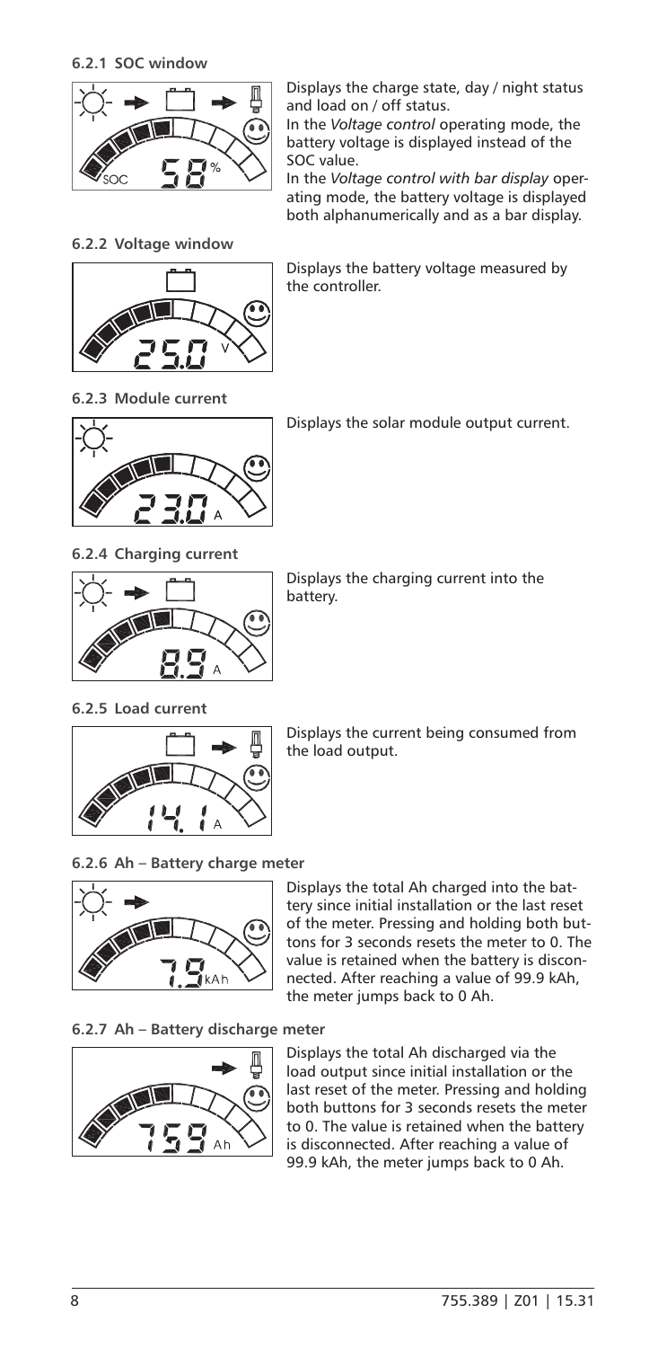#### 6.2.1 SOC window

Displays the charge state, day / night status and load on / off status.

In the *Voltage control* operating mode, the battery voltage is displayed instead of the SOC value.

In the *Voltage control with bar display* operating mode, the battery voltage is displayed both alphanumerically and as a bar display.

#### 6.2.2 Voltage window

Displays the battery voltage measured by the controller.

#### 6.2.3 Module current

Displays the solar module output current.

#### 6.2.4 Charging current

Displays the charging current into the battery.

#### 6.2.5 Load current

Displays the current being consumed from the load output.

#### 6.2.6 Ah – Battery charge meter

Displays the total Ah charged into the battery since initial installation or the last reset of the meter. Pressing and holding both buttons for 3 seconds resets the meter to 0. The value is retained when the battery is disconnected. After reaching a value of 99.9 kAh, the meter jumps back to 0 Ah.

#### 6.2.7 Ah – Battery discharge meter

Displays the total Ah discharged via the load output since initial installation or the last reset of the meter. Pressing and holding both buttons for 3 seconds resets the meter to 0. The value is retained when the battery is disconnected. After reaching a value of 99.9 kAh, the meter jumps back to 0 Ah.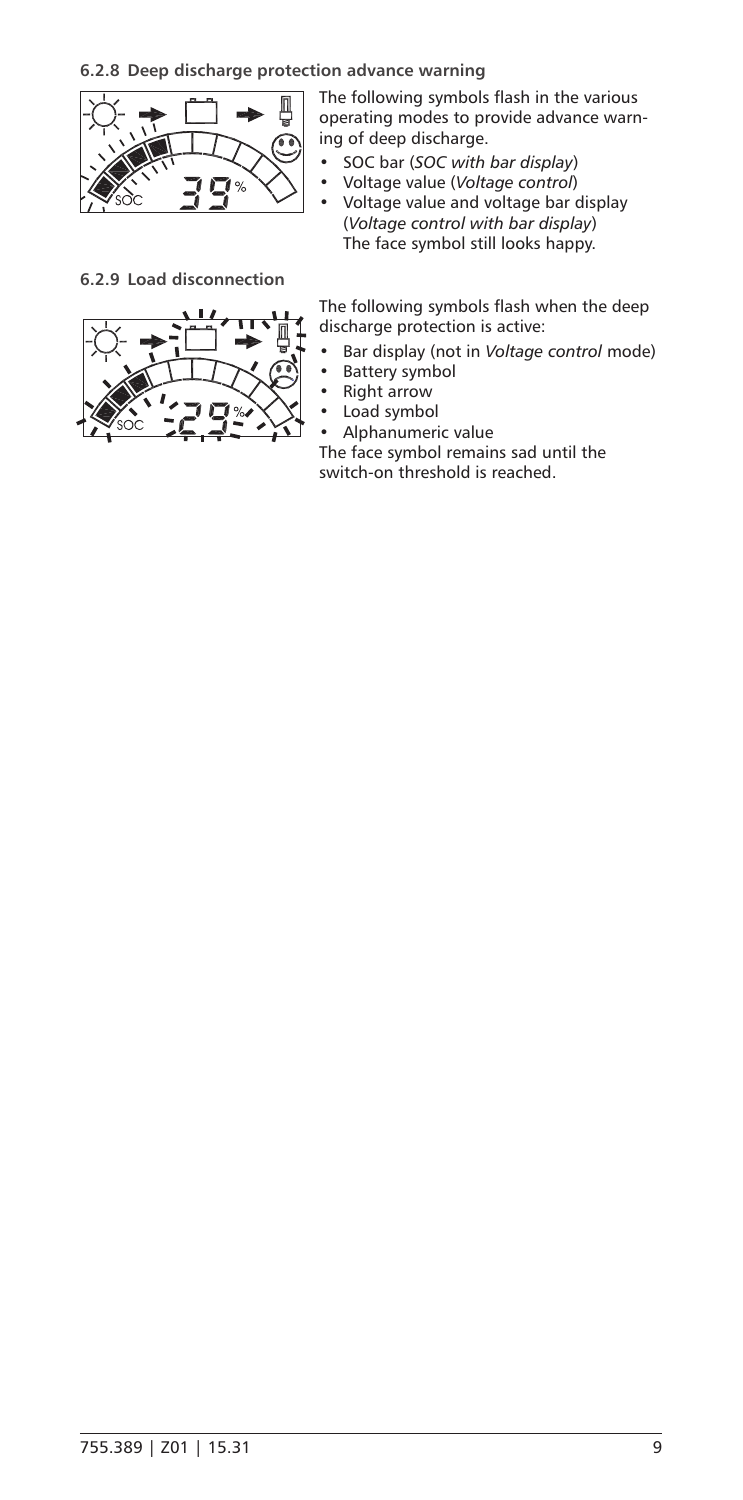### 6.2.8 Deep discharge protection advance warning

The following symbols flash in the various operating modes to provide advance warning of deep discharge.

- SOC bar (*SOC with bar display*)
- Voltage value (*Voltage control*)
- Voltage value and voltage bar display (*Voltage control with bar display*)
  The face symbol still looks happy.

### 6.2.9 Load disconnection

The following symbols flash when the deep discharge protection is active:

- Bar display (not in *Voltage control* mode)
- Battery symbol
- Right arrow
- Load symbol
- Alphanumeric value

The face symbol remains sad until the switch-on threshold is reached.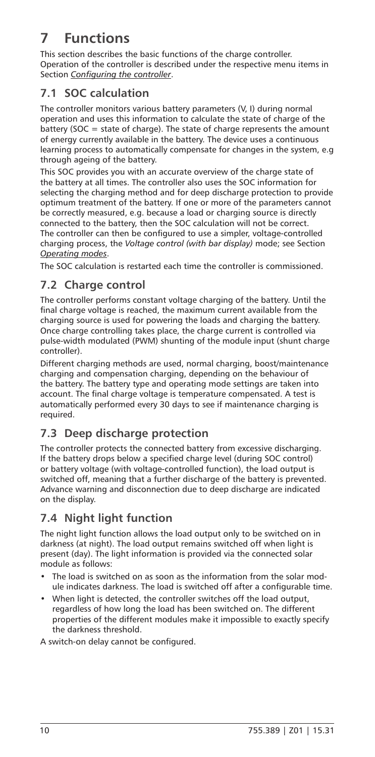# 7 Functions

This section describes the basic functions of the charge controller. Operation of the controller is described under the respective menu items in Section *Configuring the controller*.

## 7.1 SOC calculation

The controller monitors various battery parameters (V, I) during normal operation and uses this information to calculate the state of charge of the battery (SOC = state of charge). The state of charge represents the amount of energy currently available in the battery. The device uses a continuous learning process to automatically compensate for changes in the system, e.g through ageing of the battery.

This SOC provides you with an accurate overview of the charge state of the battery at all times. The controller also uses the SOC information for selecting the charging method and for deep discharge protection to provide optimum treatment of the battery. If one or more of the parameters cannot be correctly measured, e.g. because a load or charging source is directly connected to the battery, then the SOC calculation will not be correct. The controller can then be configured to use a simpler, voltage-controlled charging process, the *Voltage control (with bar display)* mode; see Section *Operating modes*.

The SOC calculation is restarted each time the controller is commissioned.

## 7.2 Charge control

The controller performs constant voltage charging of the battery. Until the final charge voltage is reached, the maximum current available from the charging source is used for powering the loads and charging the battery. Once charge controlling takes place, the charge current is controlled via pulse-width modulated (PWM) shunting of the module input (shunt charge controller).

Different charging methods are used, normal charging, boost/maintenance charging and compensation charging, depending on the behaviour of the battery. The battery type and operating mode settings are taken into account. The final charge voltage is temperature compensated. A test is automatically performed every 30 days to see if maintenance charging is required.

## 7.3 Deep discharge protection

The controller protects the connected battery from excessive discharging. If the battery drops below a specified charge level (during SOC control) or battery voltage (with voltage-controlled function), the load output is switched off, meaning that a further discharge of the battery is prevented. Advance warning and disconnection due to deep discharge are indicated on the display.

## 7.4 Night light function

The night light function allows the load output only to be switched on in darkness (at night). The load output remains switched off when light is present (day). The light information is provided via the connected solar module as follows:

- The load is switched on as soon as the information from the solar module indicates darkness. The load is switched off after a configurable time.
- When light is detected, the controller switches off the load output, regardless of how long the load has been switched on. The different properties of the different modules make it impossible to exactly specify the darkness threshold.

A switch-on delay cannot be configured.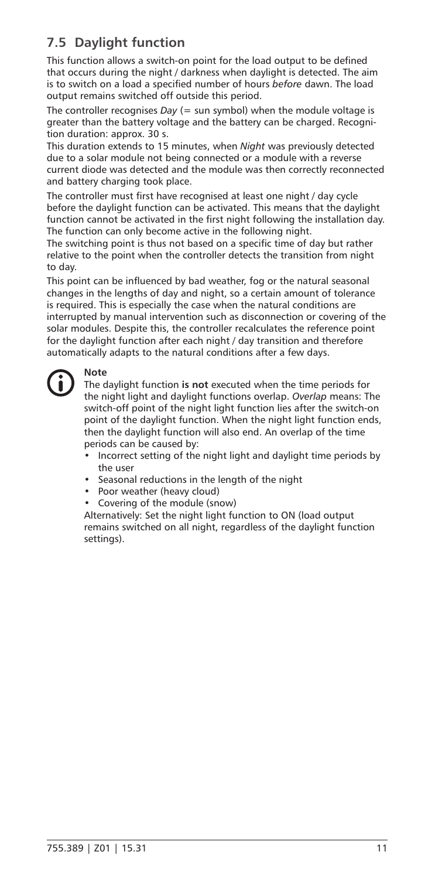## 7.5 Daylight function

This function allows a switch-on point for the load output to be defined that occurs during the night / darkness when daylight is detected. The aim is to switch on a load a specified number of hours *before* dawn. The load output remains switched off outside this period.

The controller recognises *Day* (= sun symbol) when the module voltage is greater than the battery voltage and the battery can be charged. Recognition duration: approx. 30 s.

This duration extends to 15 minutes, when *Night* was previously detected due to a solar module not being connected or a module with a reverse current diode was detected and the module was then correctly reconnected and battery charging took place.

The controller must first have recognised at least one night / day cycle before the daylight function can be activated. This means that the daylight function cannot be activated in the first night following the installation day. The function can only become active in the following night.

The switching point is thus not based on a specific time of day but rather relative to the point when the controller detects the transition from night to day.

This point can be influenced by bad weather, fog or the natural seasonal changes in the lengths of day and night, so a certain amount of tolerance is required. This is especially the case when the natural conditions are interrupted by manual intervention such as disconnection or covering of the solar modules. Despite this, the controller recalculates the reference point for the daylight function after each night / day transition and therefore automatically adapts to the natural conditions after a few days.

**Note**

The daylight function **is not** executed when the time periods for the night light and daylight functions overlap. *Overlap* means: The switch-off point of the night light function lies after the switch-on point of the daylight function. When the night light function ends, then the daylight function will also end. An overlap of the time periods can be caused by:

- Incorrect setting of the night light and daylight time periods by the user
- Seasonal reductions in the length of the night
- Poor weather (heavy cloud)
- Covering of the module (snow)

Alternatively: Set the night light function to ON (load output remains switched on all night, regardless of the daylight function settings).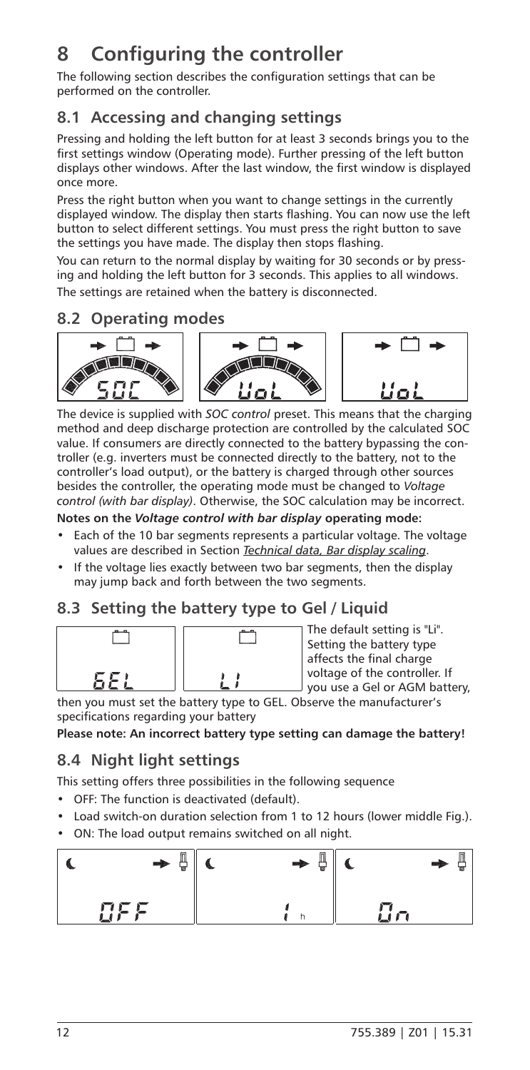# 8 Configuring the controller

The following section describes the configuration settings that can be performed on the controller.

## 8.1 Accessing and changing settings

Pressing and holding the left button for at least 3 seconds brings you to the first settings window (Operating mode). Further pressing of the left button displays other windows. After the last window, the first window is displayed once more.

Press the right button when you want to change settings in the currently displayed window. The display then starts flashing. You can now use the left button to select different settings. You must press the right button to save the settings you have made. The display then stops flashing.

You can return to the normal display by waiting for 30 seconds or by pressing and holding the left button for 3 seconds. This applies to all windows.

The settings are retained when the battery is disconnected.

## 8.2 Operating modes

SOC

Vol

Vol

The device is supplied with *SOC control* preset. This means that the charging method and deep discharge protection are controlled by the calculated SOC value. If consumers are directly connected to the battery bypassing the controller (e.g. inverters must be connected directly to the battery, not to the controller's load output), or the battery is charged through other sources besides the controller, the operating mode must be changed to *Voltage control (with bar display)*. Otherwise, the SOC calculation may be incorrect.

**Notes on the *Voltage control with bar display* operating mode:**

- Each of the 10 bar segments represents a particular voltage. The voltage values are described in Section *Technical data, Bar display scaling*.
- If the voltage lies exactly between two bar segments, then the display may jump back and forth between the two segments.

## 8.3 Setting the battery type to Gel / Liquid

GEL

LI

The default setting is "Li". Setting the battery type affects the final charge voltage of the controller. If you use a Gel or AGM battery, then you must set the battery type to GEL. Observe the manufacturer's specifications regarding your battery

**Please note: An incorrect battery type setting can damage the battery!**

## 8.4 Night light settings

This setting offers three possibilities in the following sequence

- OFF: The function is deactivated (default).
- Load switch-on duration selection from 1 to 12 hours (lower middle Fig.).
- ON: The load output remains switched on all night.

OFF

1 h

On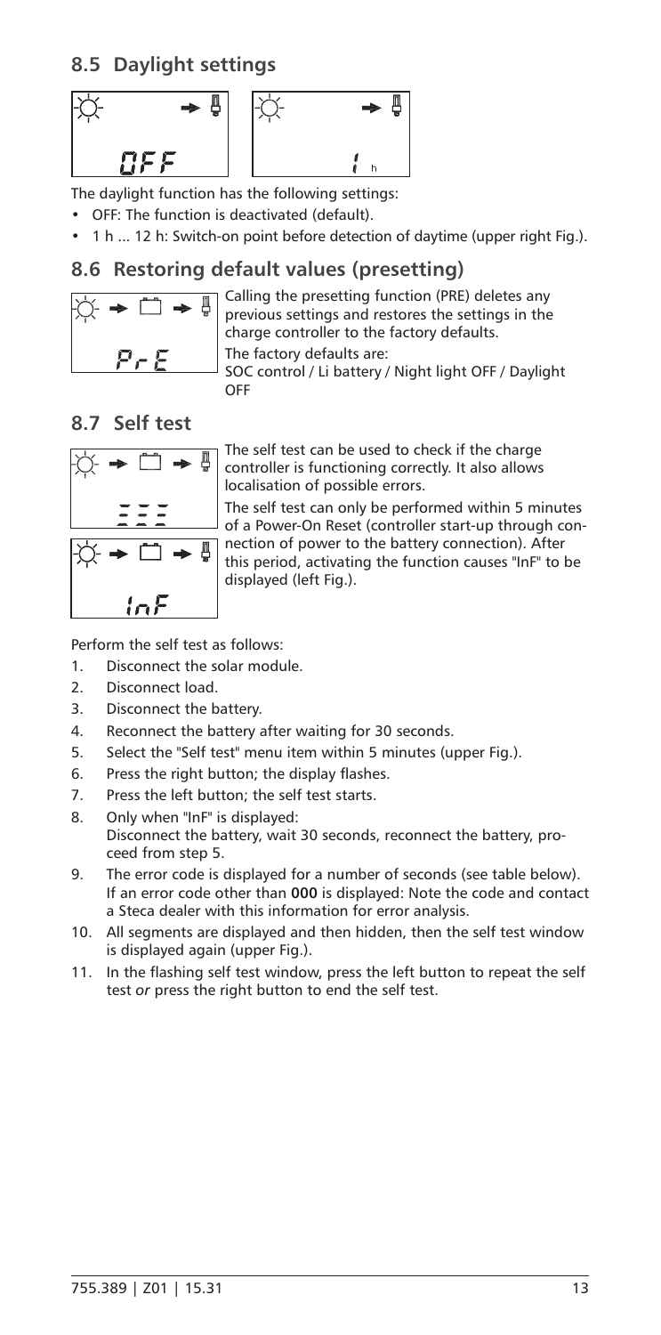## 8.5 Daylight settings

OFF

1 h

The daylight function has the following settings:

- OFF: The function is deactivated (default).
- 1 h ... 12 h: Switch-on point before detection of daytime (upper right Fig.).

## 8.6 Restoring default values (presetting)

P r E

Calling the presetting function (PRE) deletes any previous settings and restores the settings in the charge controller to the factory defaults.

The factory defaults are:

SOC control / Li battery / Night light OFF / Daylight OFF

## 8.7 Self test

- - -

InF

The self test can be used to check if the charge controller is functioning correctly. It also allows localisation of possible errors.

The self test can only be performed within 5 minutes of a Power-On Reset (controller start-up through connection of power to the battery connection). After this period, activating the function causes "InF" to be displayed (left Fig.).

Perform the self test as follows:

1. Disconnect the solar module.
2. Disconnect load.
3. Disconnect the battery.
4. Reconnect the battery after waiting for 30 seconds.
5. Select the "Self test" menu item within 5 minutes (upper Fig.).
6. Press the right button; the display flashes.
7. Press the left button; the self test starts.
8. Only when "InF" is displayed: Disconnect the battery, wait 30 seconds, reconnect the battery, proceed from step 5.
9. The error code is displayed for a number of seconds (see table below). If an error code other than **000** is displayed: Note the code and contact a Steca dealer with this information for error analysis.
10. All segments are displayed and then hidden, then the self test window is displayed again (upper Fig.).
11. In the flashing self test window, press the left button to repeat the self test *or* press the right button to end the self test.

755.389 | Z01 | 15.31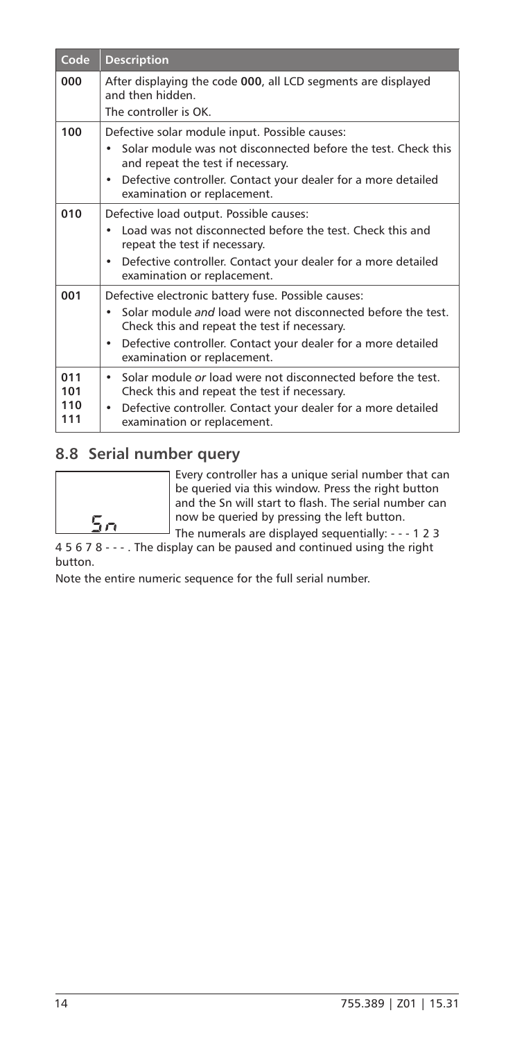| Code | Description |
|---|---|
| 000 | After displaying the code **000**, all LCD segments are displayed and then hidden.<br>The controller is OK. |
| 100 | Defective solar module input. Possible causes:<br>• Solar module was not disconnected before the test. Check this and repeat the test if necessary.<br>• Defective controller. Contact your dealer for a more detailed examination or replacement. |
| 010 | Defective load output. Possible causes:<br>• Load was not disconnected before the test. Check this and repeat the test if necessary.<br>• Defective controller. Contact your dealer for a more detailed examination or replacement. |
| 001 | Defective electronic battery fuse. Possible causes:<br>• Solar module *and* load were not disconnected before the test. Check this and repeat the test if necessary.<br>• Defective controller. Contact your dealer for a more detailed examination or replacement. |
| 011<br>101<br>110<br>111 | • Solar module *or* load were not disconnected before the test. Check this and repeat the test if necessary.<br>• Defective controller. Contact your dealer for a more detailed examination or replacement. |

## 8.8 Serial number query

Sn

Every controller has a unique serial number that can be queried via this window. Press the right button and the Sn will start to flash. The serial number can now be queried by pressing the left button.

The numerals are displayed sequentially: - - - 1 2 3 4 5 6 7 8 - - - . The display can be paused and continued using the right button.

Note the entire numeric sequence for the full serial number.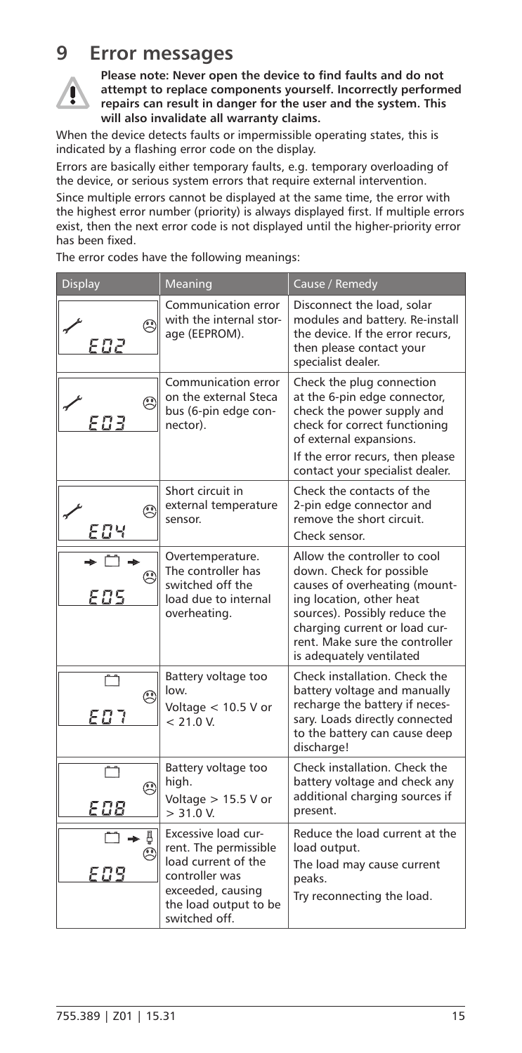# 9 Error messages

**Please note: Never open the device to find faults and do not attempt to replace components yourself. Incorrectly performed repairs can result in danger for the user and the system. This will also invalidate all warranty claims.**

When the device detects faults or impermissible operating states, this is indicated by a flashing error code on the display.

Errors are basically either temporary faults, e.g. temporary overloading of the device, or serious system errors that require external intervention.

Since multiple errors cannot be displayed at the same time, the error with the highest error number (priority) is always displayed first. If multiple errors exist, then the next error code is not displayed until the higher-priority error has been fixed.

The error codes have the following meanings:

| Display | Meaning | Cause / Remedy |
|---|---|---|
| E02 | Communication error with the internal storage (EEPROM). | Disconnect the load, solar modules and battery. Re-install the device. If the error recurs, then please contact your specialist dealer. |
| E03 | Communication error on the external Steca bus (6-pin edge connector). | Check the plug connection at the 6-pin edge connector, check the power supply and check for correct functioning of external expansions.<br>If the error recurs, then please contact your specialist dealer. |
| E04 | Short circuit in external temperature sensor. | Check the contacts of the 2-pin edge connector and remove the short circuit.<br>Check sensor. |
| E05 | Overtemperature. The controller has switched off the load due to internal overheating. | Allow the controller to cool down. Check for possible causes of overheating (mounting location, other heat sources). Possibly reduce the charging current or load current. Make sure the controller is adequately ventilated |
| E07 | Battery voltage too low.<br>Voltage < 10.5 V or < 21.0 V. | Check installation. Check the battery voltage and manually recharge the battery if necessary. Loads directly connected to the battery can cause deep discharge! |
| E08 | Battery voltage too high.<br>Voltage > 15.5 V or > 31.0 V. | Check installation. Check the battery voltage and check any additional charging sources if present. |
| E09 | Excessive load current. The permissible load current of the controller was exceeded, causing the load output to be switched off. | Reduce the load current at the load output.<br>The load may cause current peaks.<br>Try reconnecting the load. |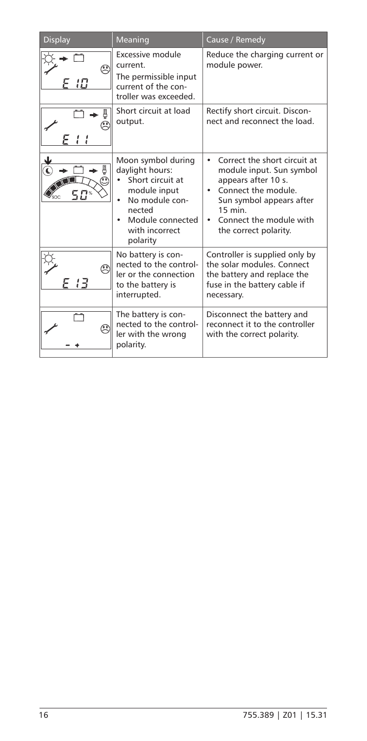| Display | Meaning | Cause / Remedy |
|---|---|---|
| E 10 | Excessive module current. The permissible input current of the controller was exceeded. | Reduce the charging current or module power. |
| E 11 | Short circuit at load output. | Rectify short circuit. Disconnect and reconnect the load. |
| 50 % SOC | Moon symbol during daylight hours: <br>• Short circuit at module input <br>• No module connected <br>• Module connected with incorrect polarity | • Correct the short circuit at module input. Sun symbol appears after 10 s. <br>• Connect the module. Sun symbol appears after 15 min. <br>• Connect the module with the correct polarity. |
| E 13 | No battery is connected to the controller or the connection to the battery is interrupted. | Controller is supplied only by the solar modules. Connect the battery and replace the fuse in the battery cable if necessary. |
| – + | The battery is connected to the controller with the wrong polarity. | Disconnect the battery and reconnect it to the controller with the correct polarity. |

755.389 | Z01 | 15.31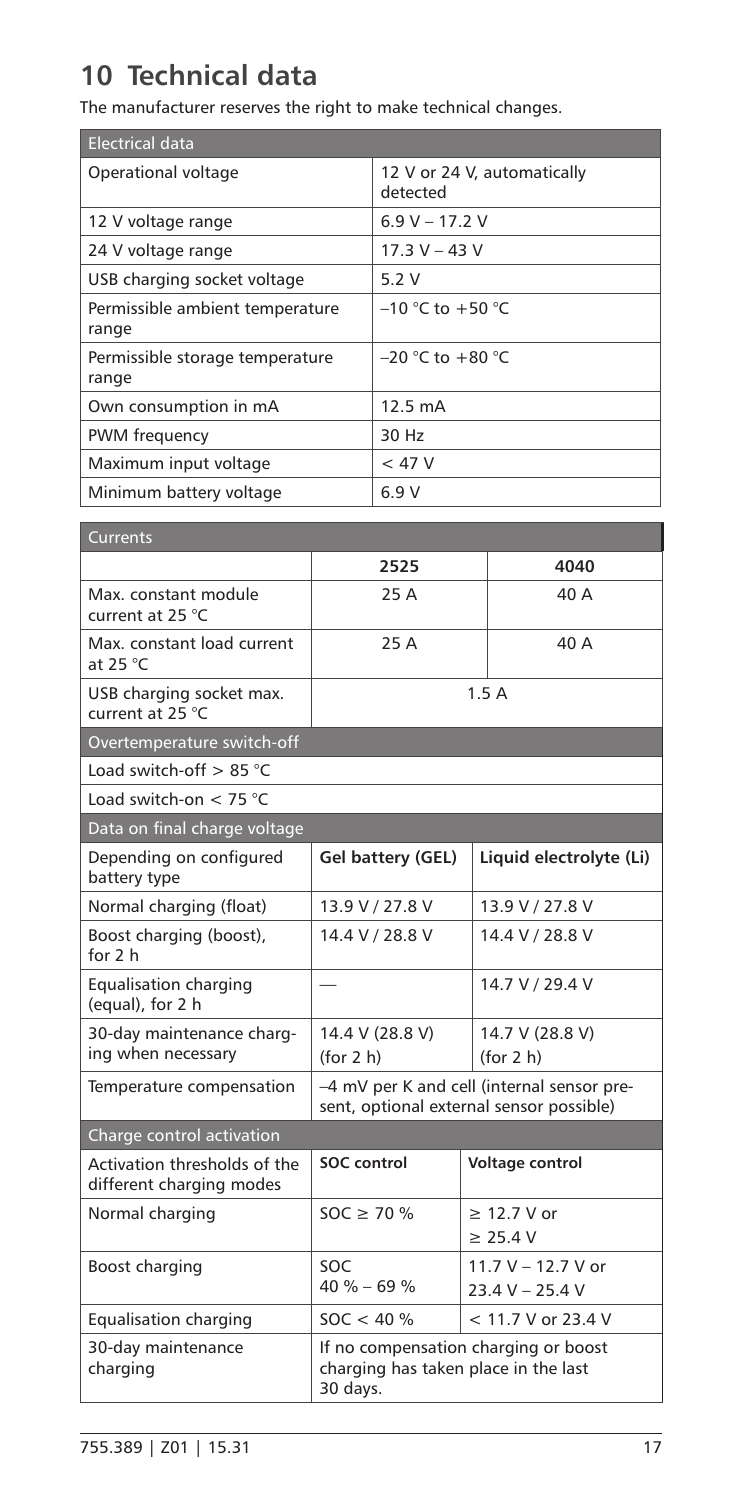# 10 Technical data

The manufacturer reserves the right to make technical changes.

| Electrical data | |
|---|---|
| Operational voltage | 12 V or 24 V, automatically detected |
| 12 V voltage range | 6.9 V – 17.2 V |
| 24 V voltage range | 17.3 V – 43 V |
| USB charging socket voltage | 5.2 V |
| Permissible ambient temperature range | –10 °C to +50 °C |
| Permissible storage temperature range | –20 °C to +80 °C |
| Own consumption in mA | 12.5 mA |
| PWM frequency | 30 Hz |
| Maximum input voltage | < 47 V |
| Minimum battery voltage | 6.9 V |

| Currents | | |
|---|---|---|
| | **2525** | **4040** |
| Max. constant module current at 25 °C | 25 A | 40 A |
| Max. constant load current at 25 °C | 25 A | 40 A |
| USB charging socket max. current at 25 °C | 1.5 A | |
| Overtemperature switch-off | | |
| Load switch-off > 85 °C | | |
| Load switch-on < 75 °C | | |
| Data on final charge voltage | | |
| Depending on configured battery type | **Gel battery (GEL)** | **Liquid electrolyte (Li)** |
| Normal charging (float) | 13.9 V / 27.8 V | 13.9 V / 27.8 V |
| Boost charging (boost), for 2 h | 14.4 V / 28.8 V | 14.4 V / 28.8 V |
| Equalisation charging (equal), for 2 h | — | 14.7 V / 29.4 V |
| 30-day maintenance charging when necessary | 14.4 V (28.8 V) (for 2 h) | 14.7 V (28.8 V) (for 2 h) |
| Temperature compensation | –4 mV per K and cell (internal sensor present, optional external sensor possible) | |
| Charge control activation | | |
| Activation thresholds of the different charging modes | **SOC control** | **Voltage control** |
| Normal charging | SOC ≥ 70 % | ≥ 12.7 V or ≥ 25.4 V |
| Boost charging | SOC 40 % – 69 % | 11.7 V – 12.7 V or 23.4 V – 25.4 V |
| Equalisation charging | SOC < 40 % | < 11.7 V or 23.4 V |
| 30-day maintenance charging | If no compensation charging or boost charging has taken place in the last 30 days. | |

755.389 | Z01 | 15.31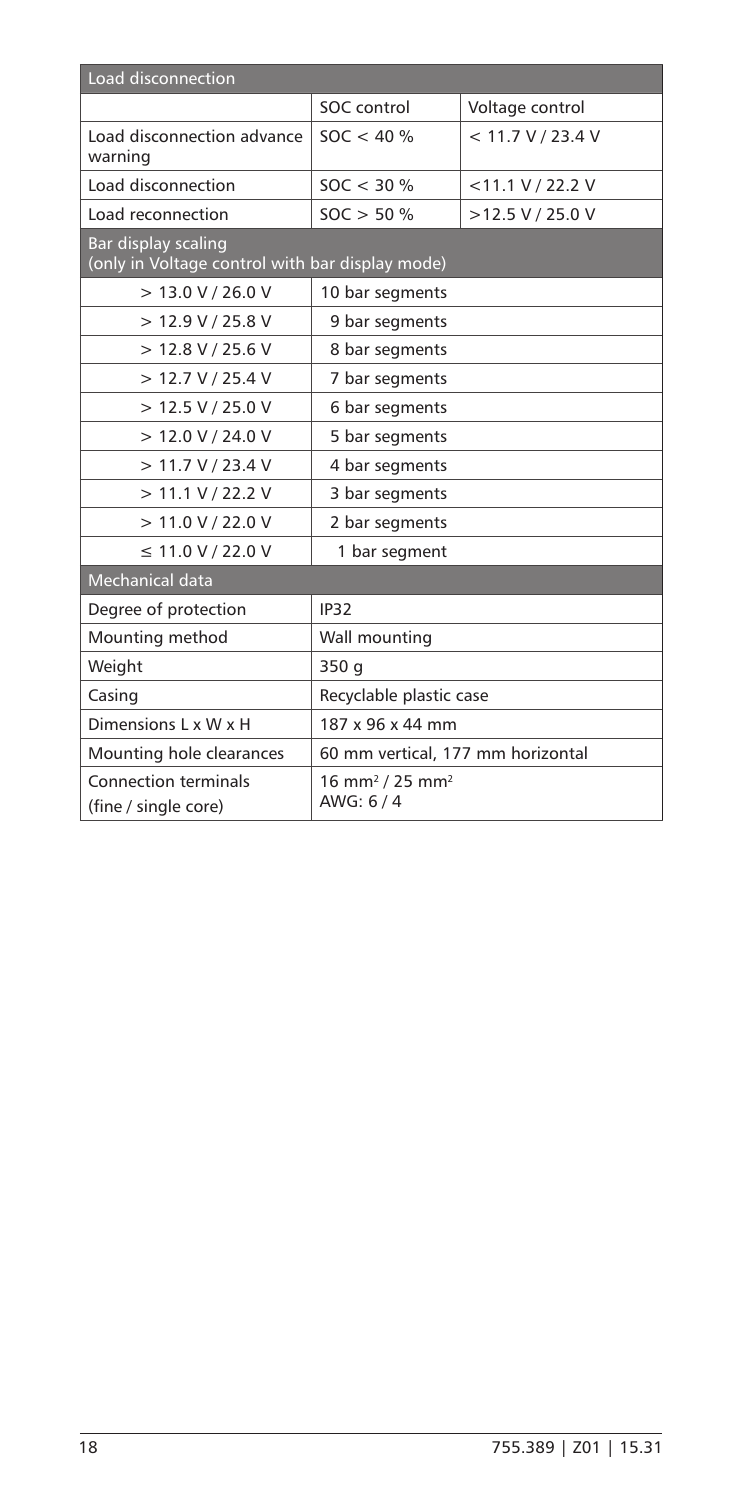| Load disconnection | | |
|---|---|---|
| | SOC control | Voltage control |
| Load disconnection advance warning | SOC < 40 % | < 11.7 V / 23.4 V |
| Load disconnection | SOC < 30 % | <11.1 V / 22.2 V |
| Load reconnection | SOC > 50 % | >12.5 V / 25.0 V |

| Bar display scaling (only in Voltage control with bar display mode) | |
|---|---|
| > 13.0 V / 26.0 V | 10 bar segments |
| > 12.9 V / 25.8 V | 9 bar segments |
| > 12.8 V / 25.6 V | 8 bar segments |
| > 12.7 V / 25.4 V | 7 bar segments |
| > 12.5 V / 25.0 V | 6 bar segments |
| > 12.0 V / 24.0 V | 5 bar segments |
| > 11.7 V / 23.4 V | 4 bar segments |
| > 11.1 V / 22.2 V | 3 bar segments |
| > 11.0 V / 22.0 V | 2 bar segments |
| ≤ 11.0 V / 22.0 V | 1 bar segment |

| Mechanical data | |
|---|---|
| Degree of protection | IP32 |
| Mounting method | Wall mounting |
| Weight | 350 g |
| Casing | Recyclable plastic case |
| Dimensions L x W x H | 187 x 96 x 44 mm |
| Mounting hole clearances | 60 mm vertical, 177 mm horizontal |
| Connection terminals (fine / single core) | 16 mm² / 25 mm² AWG: 6 / 4 |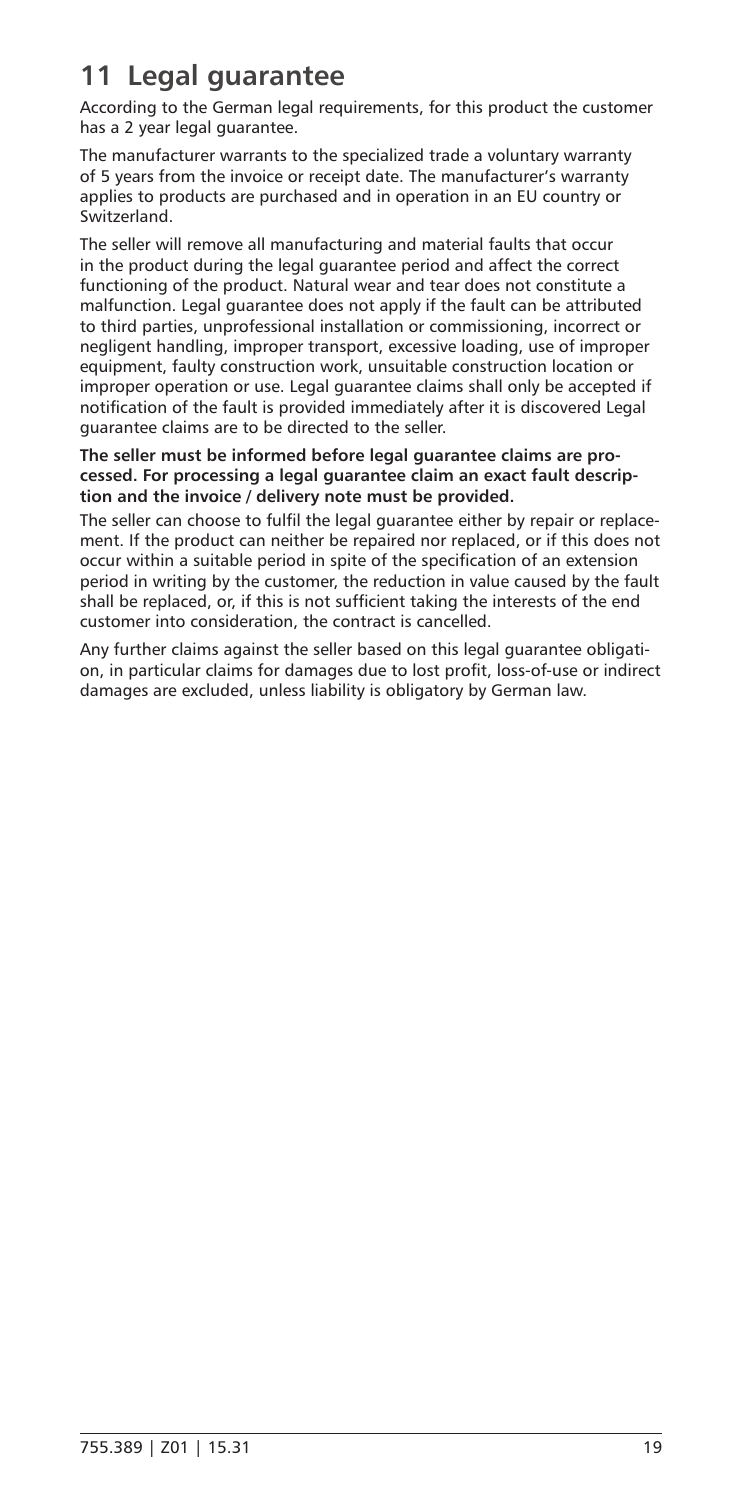# 11 Legal guarantee

According to the German legal requirements, for this product the customer has a 2 year legal guarantee.

The manufacturer warrants to the specialized trade a voluntary warranty of 5 years from the invoice or receipt date. The manufacturer's warranty applies to products are purchased and in operation in an EU country or Switzerland.

The seller will remove all manufacturing and material faults that occur in the product during the legal guarantee period and affect the correct functioning of the product. Natural wear and tear does not constitute a malfunction. Legal guarantee does not apply if the fault can be attributed to third parties, unprofessional installation or commissioning, incorrect or negligent handling, improper transport, excessive loading, use of improper equipment, faulty construction work, unsuitable construction location or improper operation or use. Legal guarantee claims shall only be accepted if notification of the fault is provided immediately after it is discovered Legal guarantee claims are to be directed to the seller.

**The seller must be informed before legal guarantee claims are processed. For processing a legal guarantee claim an exact fault description and the invoice / delivery note must be provided.**

The seller can choose to fulfil the legal guarantee either by repair or replacement. If the product can neither be repaired nor replaced, or if this does not occur within a suitable period in spite of the specification of an extension period in writing by the customer, the reduction in value caused by the fault shall be replaced, or, if this is not sufficient taking the interests of the end customer into consideration, the contract is cancelled.

Any further claims against the seller based on this legal guarantee obligation, in particular claims for damages due to lost profit, loss-of-use or indirect damages are excluded, unless liability is obligatory by German law.

755.389 | Z01 | 15.31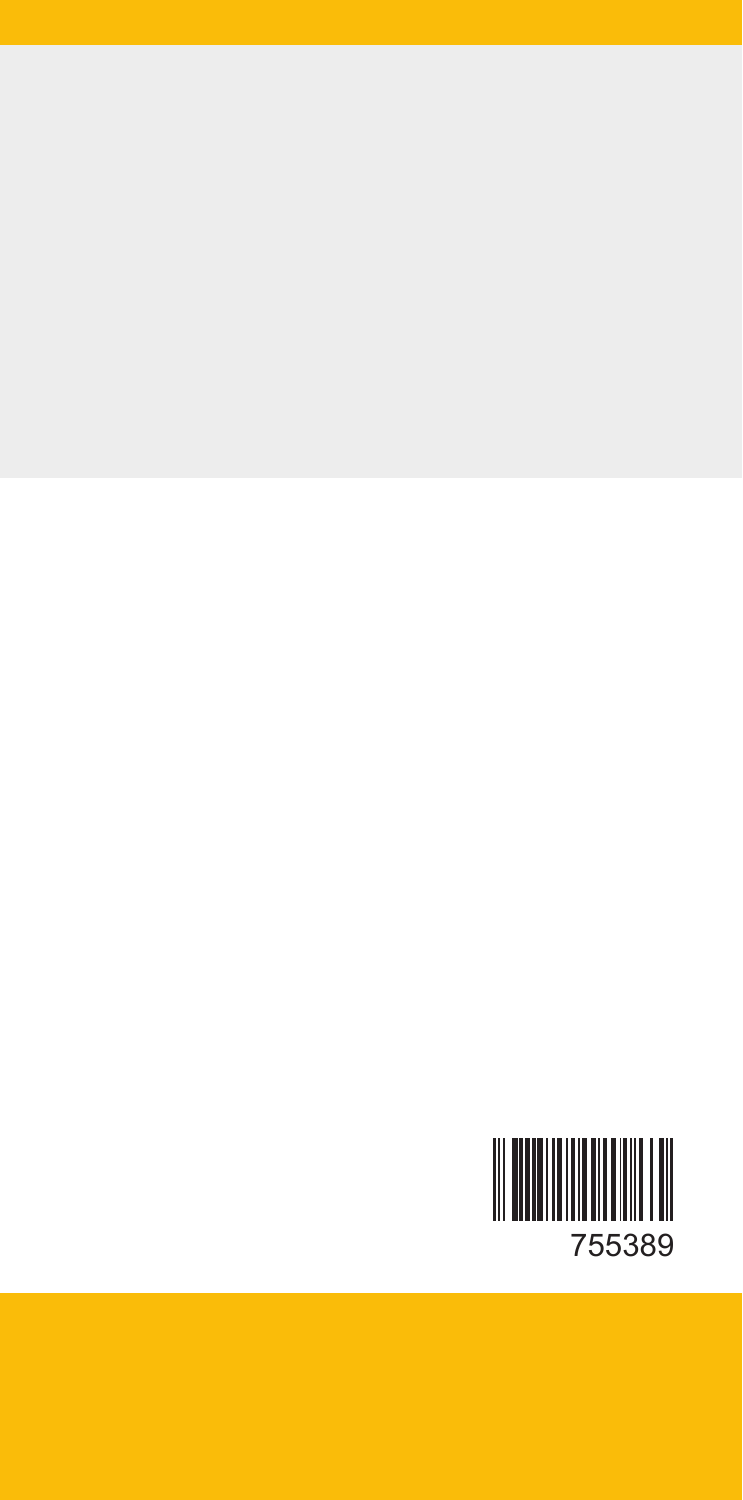755389